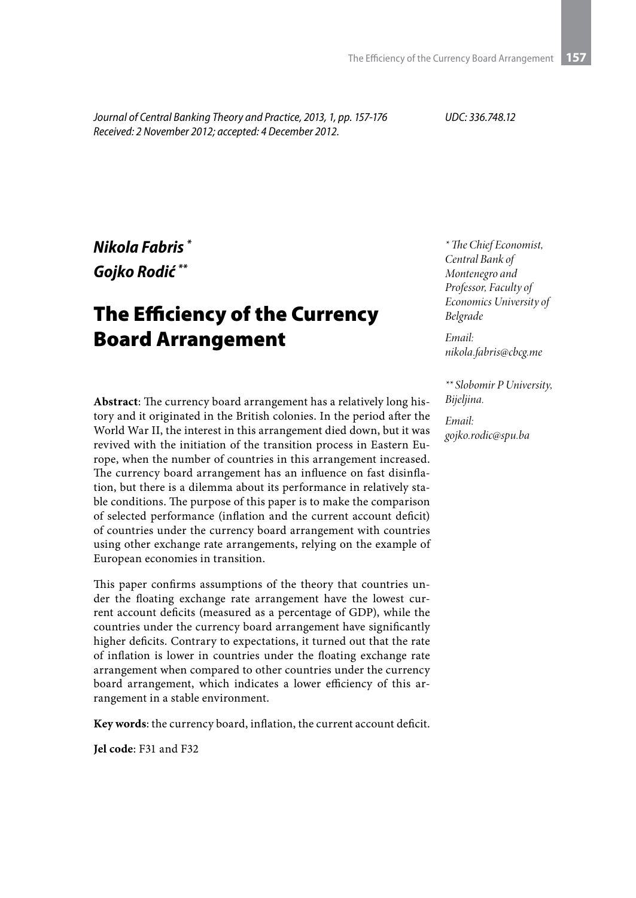*Journal of Central Banking Theory and Practice, 2013, 1, pp. 157-176*
*Received: 2 November 2012; accepted: 4 December 2012.*

*UDC: 336.748.12*

***Nikola Fabris*** [*]
***Gojko Rodić*** [**]

# The Efficiency of the Currency Board Arrangement

*[*] The Chief Economist, Central Bank of Montenegro and Professor, Faculty of Economics University of Belgrade*

*Email: nikola.fabris@cbcg.me*

*[**] Slobomir P University, Bijeljina.*

*Email: gojko.rodic@spu.ba*

**Abstract**: The currency board arrangement has a relatively long history and it originated in the British colonies. In the period after the World War II, the interest in this arrangement died down, but it was revived with the initiation of the transition process in Eastern Europe, when the number of countries in this arrangement increased. The currency board arrangement has an influence on fast disinflation, but there is a dilemma about its performance in relatively stable conditions. The purpose of this paper is to make the comparison of selected performance (inflation and the current account deficit) of countries under the currency board arrangement with countries using other exchange rate arrangements, relying on the example of European economies in transition.

This paper confirms assumptions of the theory that countries under the floating exchange rate arrangement have the lowest current account deficits (measured as a percentage of GDP), while the countries under the currency board arrangement have significantly higher deficits. Contrary to expectations, it turned out that the rate of inflation is lower in countries under the floating exchange rate arrangement when compared to other countries under the currency board arrangement, which indicates a lower efficiency of this arrangement in a stable environment.

**Key words**: the currency board, inflation, the current account deficit.

**Jel code**: F31 and F32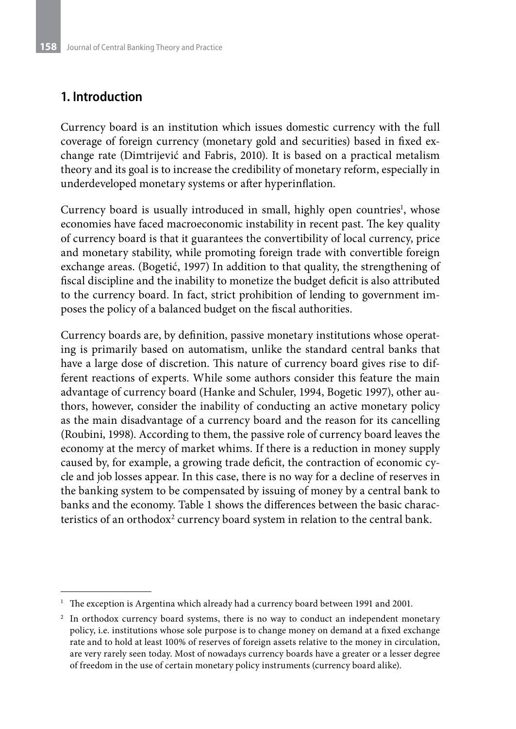## 1. Introduction

Currency board is an institution which issues domestic currency with the full coverage of foreign currency (monetary gold and securities) based in fixed exchange rate (Dimtrijević and Fabris, 2010). It is based on a practical metalism theory and its goal is to increase the credibility of monetary reform, especially in underdeveloped monetary systems or after hyperinflation.

Currency board is usually introduced in small, highly open countries[1], whose economies have faced macroeconomic instability in recent past. The key quality of currency board is that it guarantees the convertibility of local currency, price and monetary stability, while promoting foreign trade with convertible foreign exchange areas. (Bogetić, 1997) In addition to that quality, the strengthening of fiscal discipline and the inability to monetize the budget deficit is also attributed to the currency board. In fact, strict prohibition of lending to government imposes the policy of a balanced budget on the fiscal authorities.

Currency boards are, by definition, passive monetary institutions whose operating is primarily based on automatism, unlike the standard central banks that have a large dose of discretion. This nature of currency board gives rise to different reactions of experts. While some authors consider this feature the main advantage of currency board (Hanke and Schuler, 1994, Bogetic 1997), other authors, however, consider the inability of conducting an active monetary policy as the main disadvantage of a currency board and the reason for its cancelling (Roubini, 1998). According to them, the passive role of currency board leaves the economy at the mercy of market whims. If there is a reduction in money supply caused by, for example, a growing trade deficit, the contraction of economic cycle and job losses appear. In this case, there is no way for a decline of reserves in the banking system to be compensated by issuing of money by a central bank to banks and the economy. Table 1 shows the differences between the basic characteristics of an orthodox[2] currency board system in relation to the central bank.

---

[1] The exception is Argentina which already had a currency board between 1991 and 2001.

[2] In orthodox currency board systems, there is no way to conduct an independent monetary policy, i.e. institutions whose sole purpose is to change money on demand at a fixed exchange rate and to hold at least 100% of reserves of foreign assets relative to the money in circulation, are very rarely seen today. Most of nowadays currency boards have a greater or a lesser degree of freedom in the use of certain monetary policy instruments (currency board alike).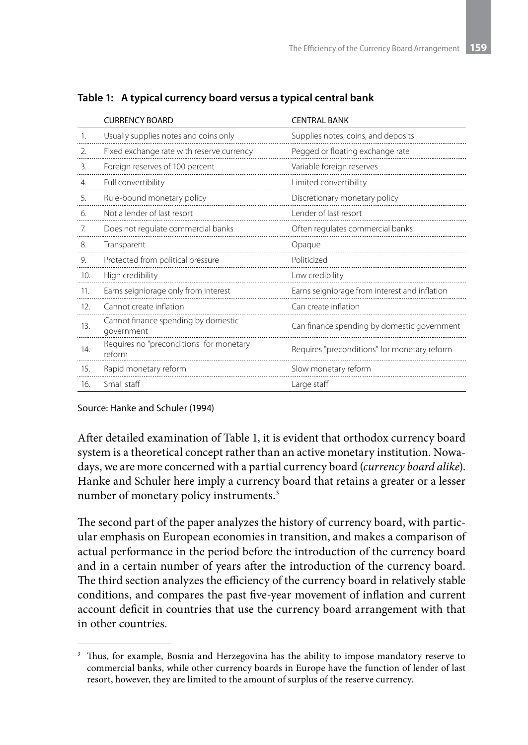**Table 1: A typical currency board versus a typical central bank**

| | CURRENCY BOARD | CENTRAL BANK |
|---|---|---|
| 1. | Usually supplies notes and coins only | Supplies notes, coins, and deposits |
| 2. | Fixed exchange rate with reserve currency | Pegged or floating exchange rate |
| 3. | Foreign reserves of 100 percent | Variable foreign reserves |
| 4. | Full convertibility | Limited convertibility |
| 5. | Rule-bound monetary policy | Discretionary monetary policy |
| 6. | Not a lender of last resort | Lender of last resort |
| 7. | Does not regulate commercial banks | Often regulates commercial banks |
| 8. | Transparent | Opaque |
| 9. | Protected from political pressure | Politicized |
| 10. | High credibility | Low credibility |
| 11. | Earns seigniorage only from interest | Earns seigniorage from interest and inflation |
| 12. | Cannot create inflation | Can create inflation |
| 13. | Cannot finance spending by domestic government | Can finance spending by domestic government |
| 14. | Requires no "preconditions" for monetary reform | Requires "preconditions" for monetary reform |
| 15. | Rapid monetary reform | Slow monetary reform |
| 16. | Small staff | Large staff |

Source: Hanke and Schuler (1994)

After detailed examination of Table 1, it is evident that orthodox currency board system is a theoretical concept rather than an active monetary institution. Nowadays, we are more concerned with a partial currency board (*currency board alike*). Hanke and Schuler here imply a currency board that retains a greater or a lesser number of monetary policy instruments.[3]

The second part of the paper analyzes the history of currency board, with particular emphasis on European economies in transition, and makes a comparison of actual performance in the period before the introduction of the currency board and in a certain number of years after the introduction of the currency board. The third section analyzes the efficiency of the currency board in relatively stable conditions, and compares the past five-year movement of inflation and current account deficit in countries that use the currency board arrangement with that in other countries.

---

[3] Thus, for example, Bosnia and Herzegovina has the ability to impose mandatory reserve to commercial banks, while other currency boards in Europe have the function of lender of last resort, however, they are limited to the amount of surplus of the reserve currency.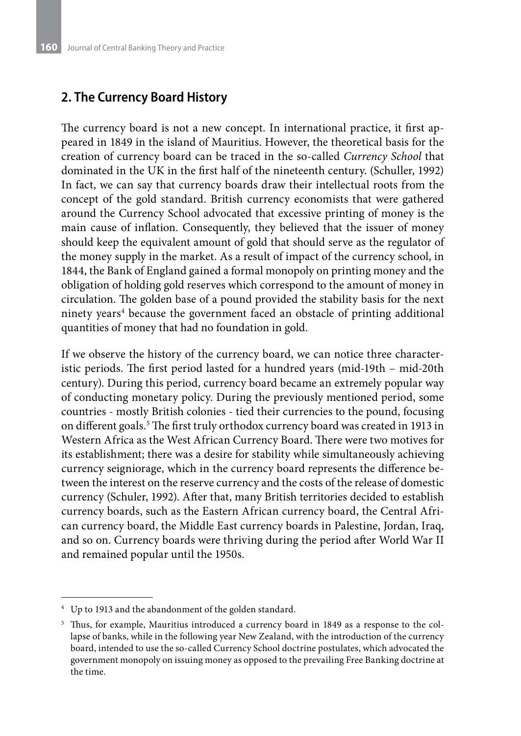## 2. The Currency Board History

The currency board is not a new concept. In international practice, it first appeared in 1849 in the island of Mauritius. However, the theoretical basis for the creation of currency board can be traced in the so-called *Currency School* that dominated in the UK in the first half of the nineteenth century. (Schuller, 1992) In fact, we can say that currency boards draw their intellectual roots from the concept of the gold standard. British currency economists that were gathered around the Currency School advocated that excessive printing of money is the main cause of inflation. Consequently, they believed that the issuer of money should keep the equivalent amount of gold that should serve as the regulator of the money supply in the market. As a result of impact of the currency school, in 1844, the Bank of England gained a formal monopoly on printing money and the obligation of holding gold reserves which correspond to the amount of money in circulation. The golden base of a pound provided the stability basis for the next ninety years[4] because the government faced an obstacle of printing additional quantities of money that had no foundation in gold.

If we observe the history of the currency board, we can notice three characteristic periods. The first period lasted for a hundred years (mid-19th – mid-20th century). During this period, currency board became an extremely popular way of conducting monetary policy. During the previously mentioned period, some countries - mostly British colonies - tied their currencies to the pound, focusing on different goals.[5] The first truly orthodox currency board was created in 1913 in Western Africa as the West African Currency Board. There were two motives for its establishment; there was a desire for stability while simultaneously achieving currency seigniorage, which in the currency board represents the difference between the interest on the reserve currency and the costs of the release of domestic currency (Schuler, 1992). After that, many British territories decided to establish currency boards, such as the Eastern African currency board, the Central African currency board, the Middle East currency boards in Palestine, Jordan, Iraq, and so on. Currency boards were thriving during the period after World War II and remained popular until the 1950s.

---

[4] Up to 1913 and the abandonment of the golden standard.

[5] Thus, for example, Mauritius introduced a currency board in 1849 as a response to the collapse of banks, while in the following year New Zealand, with the introduction of the currency board, intended to use the so-called Currency School doctrine postulates, which advocated the government monopoly on issuing money as opposed to the prevailing Free Banking doctrine at the time.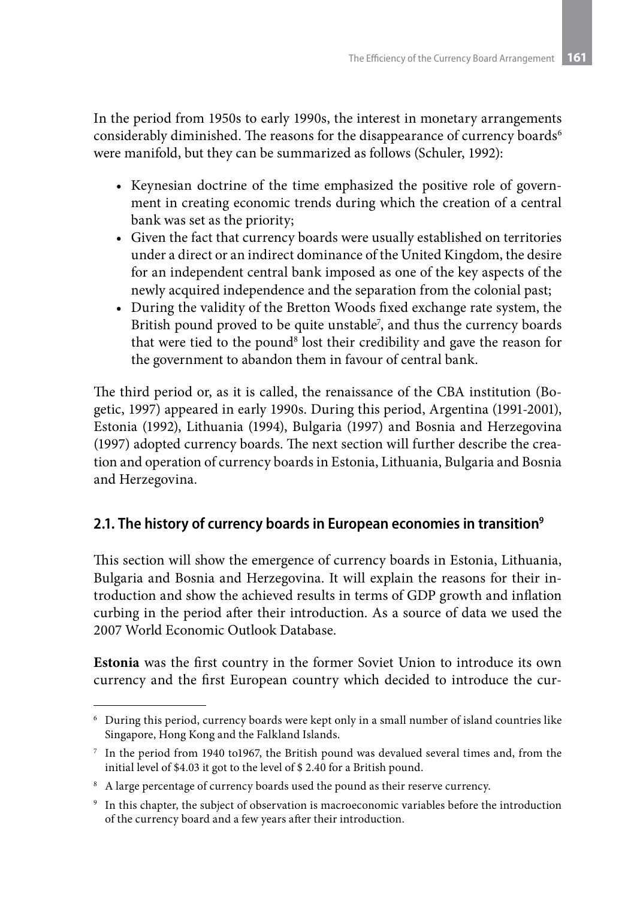In the period from 1950s to early 1990s, the interest in monetary arrangements considerably diminished. The reasons for the disappearance of currency boards[6] were manifold, but they can be summarized as follows (Schuler, 1992):

- Keynesian doctrine of the time emphasized the positive role of government in creating economic trends during which the creation of a central bank was set as the priority;
- Given the fact that currency boards were usually established on territories under a direct or an indirect dominance of the United Kingdom, the desire for an independent central bank imposed as one of the key aspects of the newly acquired independence and the separation from the colonial past;
- During the validity of the Bretton Woods fixed exchange rate system, the British pound proved to be quite unstable[7], and thus the currency boards that were tied to the pound[8] lost their credibility and gave the reason for the government to abandon them in favour of central bank.

The third period or, as it is called, the renaissance of the CBA institution (Bogetic, 1997) appeared in early 1990s. During this period, Argentina (1991-2001), Estonia (1992), Lithuania (1994), Bulgaria (1997) and Bosnia and Herzegovina (1997) adopted currency boards. The next section will further describe the creation and operation of currency boards in Estonia, Lithuania, Bulgaria and Bosnia and Herzegovina.

## 2.1. The history of currency boards in European economies in transition[9]

This section will show the emergence of currency boards in Estonia, Lithuania, Bulgaria and Bosnia and Herzegovina. It will explain the reasons for their introduction and show the achieved results in terms of GDP growth and inflation curbing in the period after their introduction. As a source of data we used the 2007 World Economic Outlook Database.

**Estonia** was the first country in the former Soviet Union to introduce its own currency and the first European country which decided to introduce the cur-

---

[6] During this period, currency boards were kept only in a small number of island countries like Singapore, Hong Kong and the Falkland Islands.

[7] In the period from 1940 to1967, the British pound was devalued several times and, from the initial level of $4.03 it got to the level of $ 2.40 for a British pound.

[8] A large percentage of currency boards used the pound as their reserve currency.

[9] In this chapter, the subject of observation is macroeconomic variables before the introduction of the currency board and a few years after their introduction.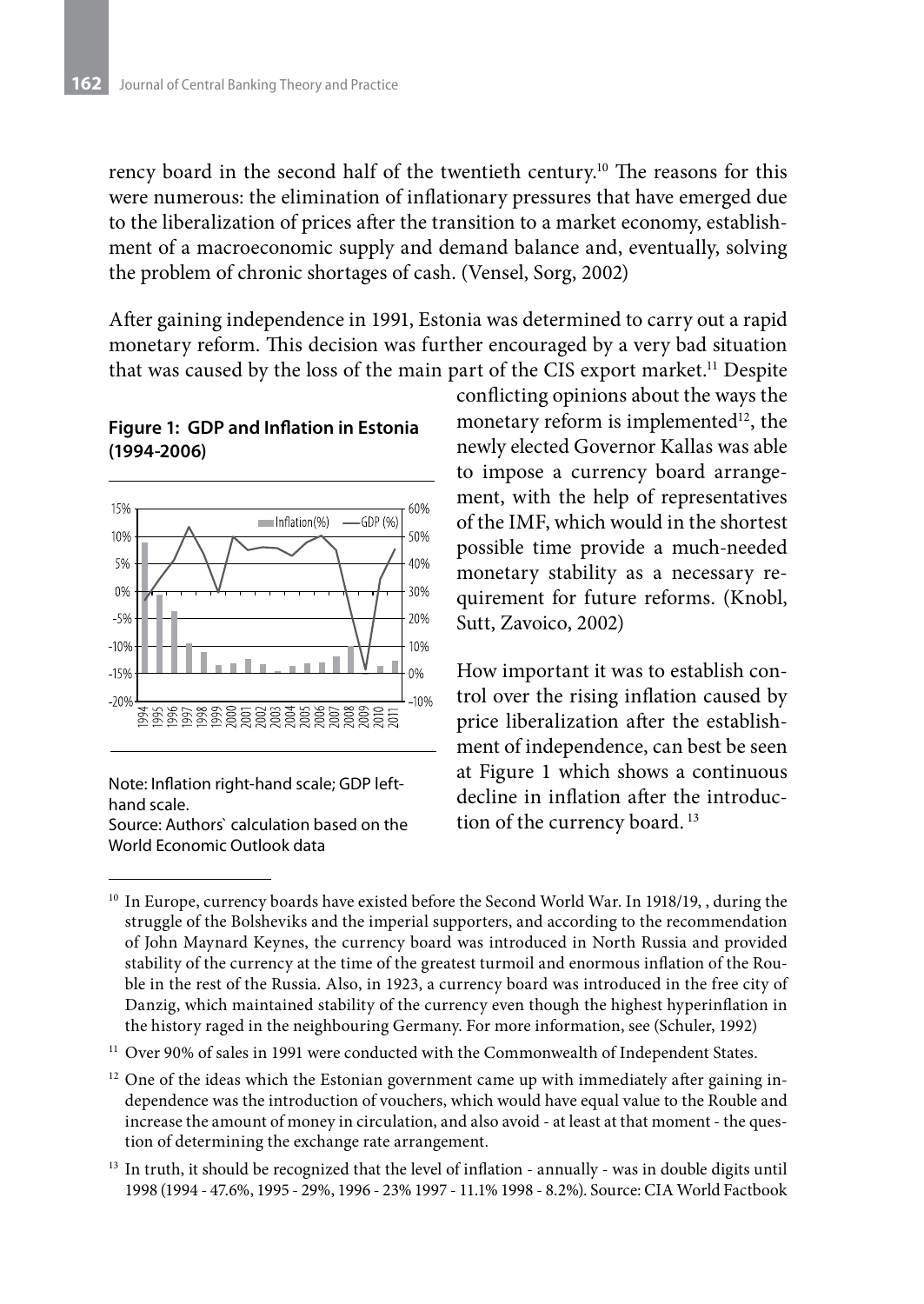rency board in the second half of the twentieth century.[10] The reasons for this were numerous: the elimination of inflationary pressures that have emerged due to the liberalization of prices after the transition to a market economy, establishment of a macroeconomic supply and demand balance and, eventually, solving the problem of chronic shortages of cash. (Vensel, Sorg, 2002)

After gaining independence in 1991, Estonia was determined to carry out a rapid monetary reform. This decision was further encouraged by a very bad situation that was caused by the loss of the main part of the CIS export market.[11] Despite conflicting opinions about the ways the monetary reform is implemented[12], the newly elected Governor Kallas was able to impose a currency board arrangement, with the help of representatives of the IMF, which would in the shortest possible time provide a much-needed monetary stability as a necessary requirement for future reforms. (Knobl, Sutt, Zavoico, 2002)

**Figure 1: GDP and Inflation in Estonia (1994-2006)**

Note: Inflation right-hand scale; GDP left-hand scale.
Source: Authors` calculation based on the World Economic Outlook data

How important it was to establish control over the rising inflation caused by price liberalization after the establishment of independence, can best be seen at Figure 1 which shows a continuous decline in inflation after the introduction of the currency board. [13]

---

[10] In Europe, currency boards have existed before the Second World War. In 1918/19, , during the struggle of the Bolsheviks and the imperial supporters, and according to the recommendation of John Maynard Keynes, the currency board was introduced in North Russia and provided stability of the currency at the time of the greatest turmoil and enormous inflation of the Rouble in the rest of the Russia. Also, in 1923, a currency board was introduced in the free city of Danzig, which maintained stability of the currency even though the highest hyperinflation in the history raged in the neighbouring Germany. For more information, see (Schuler, 1992)

[11] Over 90% of sales in 1991 were conducted with the Commonwealth of Independent States.

[12] One of the ideas which the Estonian government came up with immediately after gaining independence was the introduction of vouchers, which would have equal value to the Rouble and increase the amount of money in circulation, and also avoid - at least at that moment - the question of determining the exchange rate arrangement.

[13] In truth, it should be recognized that the level of inflation - annually - was in double digits until 1998 (1994 - 47.6%, 1995 - 29%, 1996 - 23% 1997 - 11.1% 1998 - 8.2%). Source: CIA World Factbook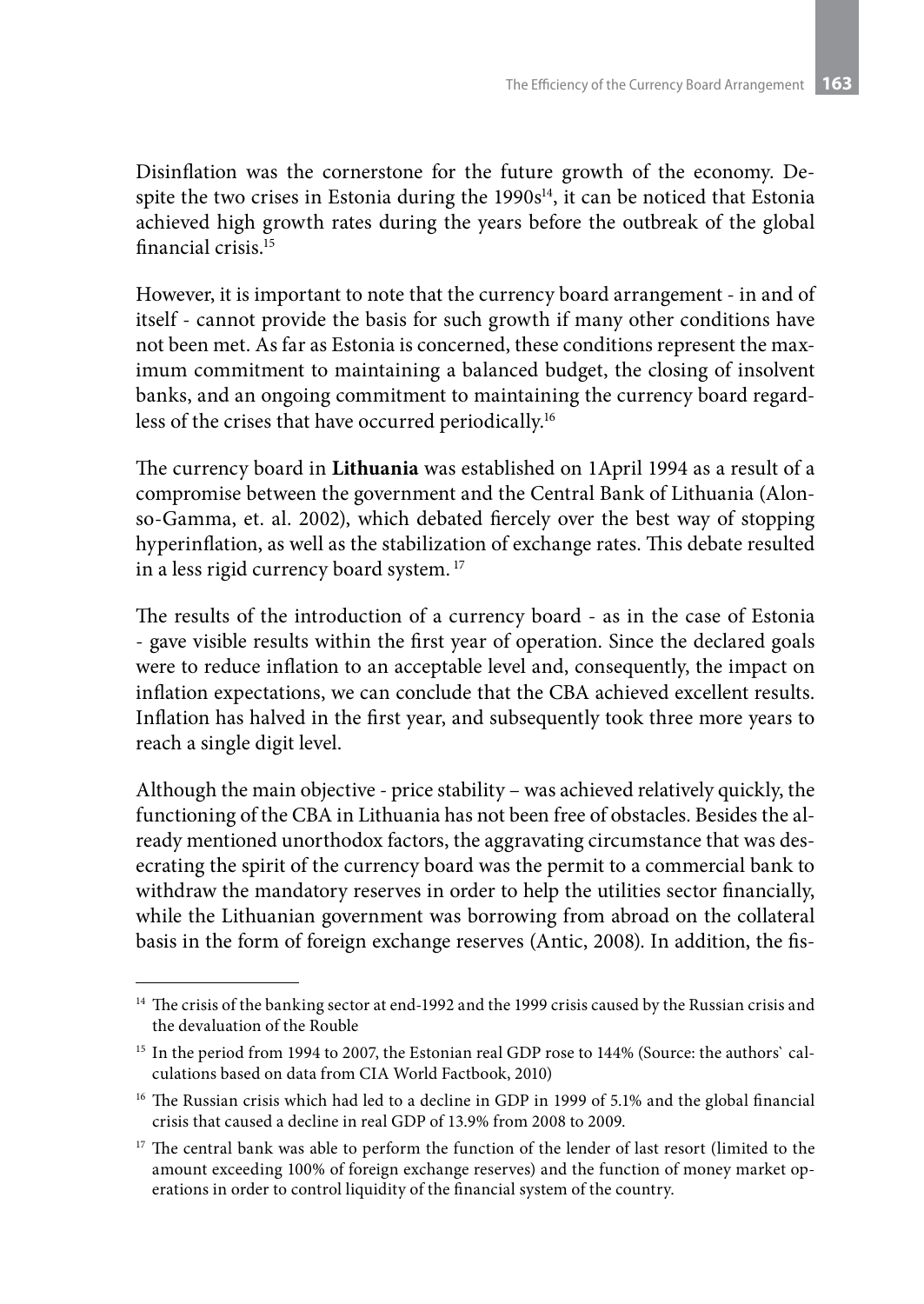Disinflation was the cornerstone for the future growth of the economy. Despite the two crises in Estonia during the 1990s[14], it can be noticed that Estonia achieved high growth rates during the years before the outbreak of the global financial crisis.[15]

However, it is important to note that the currency board arrangement - in and of itself - cannot provide the basis for such growth if many other conditions have not been met. As far as Estonia is concerned, these conditions represent the maximum commitment to maintaining a balanced budget, the closing of insolvent banks, and an ongoing commitment to maintaining the currency board regardless of the crises that have occurred periodically.[16]

The currency board in **Lithuania** was established on 1April 1994 as a result of a compromise between the government and the Central Bank of Lithuania (Alonso-Gamma, et. al. 2002), which debated fiercely over the best way of stopping hyperinflation, as well as the stabilization of exchange rates. This debate resulted in a less rigid currency board system. [17]

The results of the introduction of a currency board - as in the case of Estonia - gave visible results within the first year of operation. Since the declared goals were to reduce inflation to an acceptable level and, consequently, the impact on inflation expectations, we can conclude that the CBA achieved excellent results. Inflation has halved in the first year, and subsequently took three more years to reach a single digit level.

Although the main objective - price stability – was achieved relatively quickly, the functioning of the CBA in Lithuania has not been free of obstacles. Besides the already mentioned unorthodox factors, the aggravating circumstance that was desecrating the spirit of the currency board was the permit to a commercial bank to withdraw the mandatory reserves in order to help the utilities sector financially, while the Lithuanian government was borrowing from abroad on the collateral basis in the form of foreign exchange reserves (Antic, 2008). In addition, the fis-

---

[14] The crisis of the banking sector at end-1992 and the 1999 crisis caused by the Russian crisis and the devaluation of the Rouble

[15] In the period from 1994 to 2007, the Estonian real GDP rose to 144% (Source: the authors` calculations based on data from CIA World Factbook, 2010)

[16] The Russian crisis which had led to a decline in GDP in 1999 of 5.1% and the global financial crisis that caused a decline in real GDP of 13.9% from 2008 to 2009.

[17] The central bank was able to perform the function of the lender of last resort (limited to the amount exceeding 100% of foreign exchange reserves) and the function of money market operations in order to control liquidity of the financial system of the country.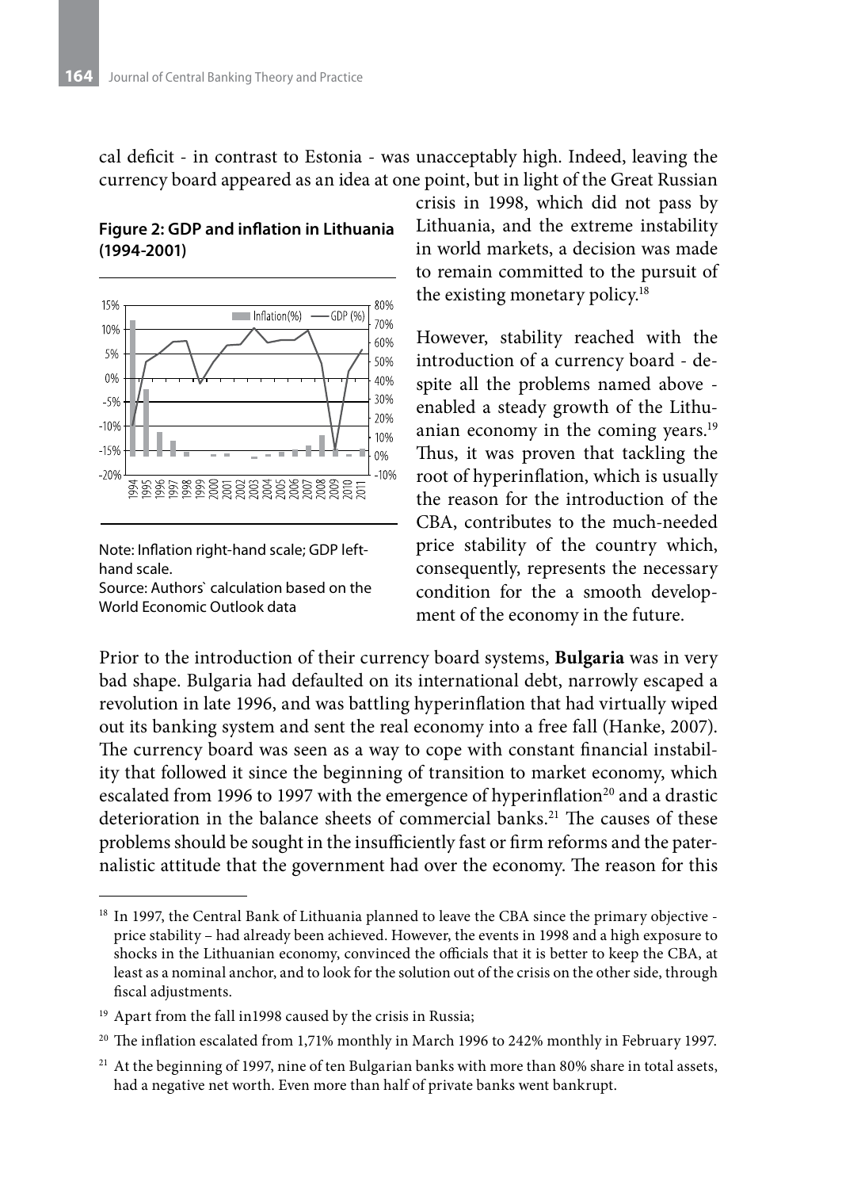cal deficit - in contrast to Estonia - was unacceptably high. Indeed, leaving the currency board appeared as an idea at one point, but in light of the Great Russian crisis in 1998, which did not pass by Lithuania, and the extreme instability in world markets, a decision was made to remain committed to the pursuit of the existing monetary policy.[18]

**Figure 2: GDP and inflation in Lithuania (1994-2001)**

Note: Inflation right-hand scale; GDP left-hand scale.
Source: Authors` calculation based on the World Economic Outlook data

However, stability reached with the introduction of a currency board - despite all the problems named above - enabled a steady growth of the Lithuanian economy in the coming years.[19] Thus, it was proven that tackling the root of hyperinflation, which is usually the reason for the introduction of the CBA, contributes to the much-needed price stability of the country which, consequently, represents the necessary condition for the a smooth development of the economy in the future.

Prior to the introduction of their currency board systems, **Bulgaria** was in very bad shape. Bulgaria had defaulted on its international debt, narrowly escaped a revolution in late 1996, and was battling hyperinflation that had virtually wiped out its banking system and sent the real economy into a free fall (Hanke, 2007). The currency board was seen as a way to cope with constant financial instability that followed it since the beginning of transition to market economy, which escalated from 1996 to 1997 with the emergence of hyperinflation[20] and a drastic deterioration in the balance sheets of commercial banks.[21] The causes of these problems should be sought in the insufficiently fast or firm reforms and the paternalistic attitude that the government had over the economy. The reason for this

---

[18] In 1997, the Central Bank of Lithuania planned to leave the CBA since the primary objective - price stability – had already been achieved. However, the events in 1998 and a high exposure to shocks in the Lithuanian economy, convinced the officials that it is better to keep the CBA, at least as a nominal anchor, and to look for the solution out of the crisis on the other side, through fiscal adjustments.

[19] Apart from the fall in1998 caused by the crisis in Russia;

[20] The inflation escalated from 1,71% monthly in March 1996 to 242% monthly in February 1997.

[21] At the beginning of 1997, nine of ten Bulgarian banks with more than 80% share in total assets, had a negative net worth. Even more than half of private banks went bankrupt.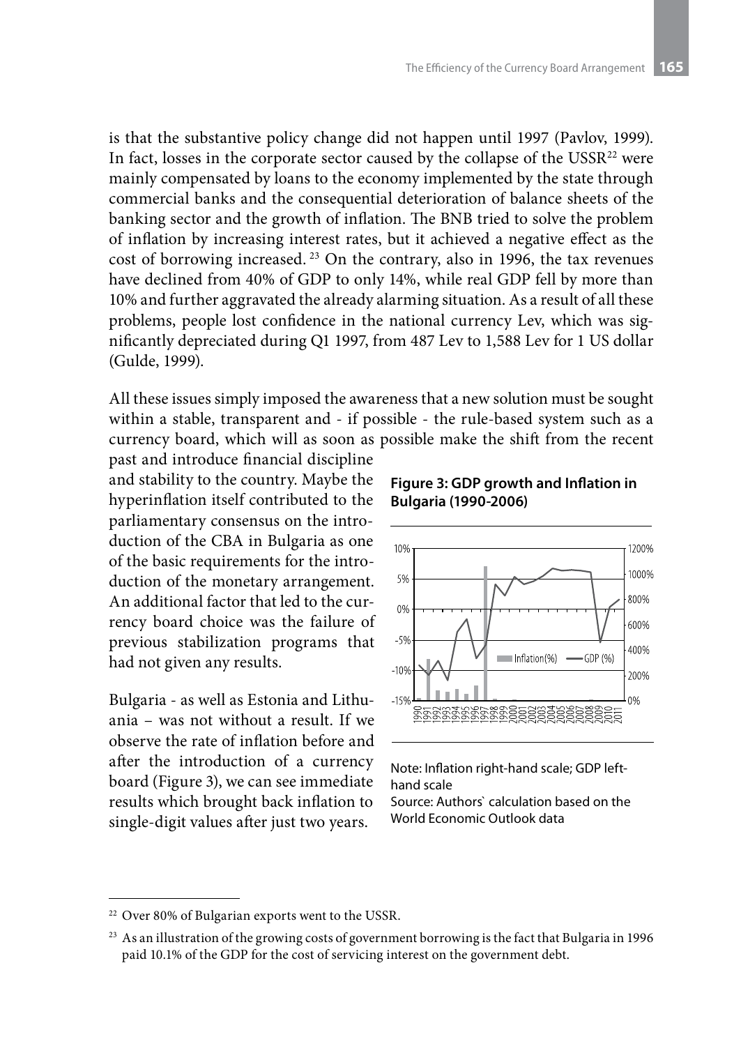is that the substantive policy change did not happen until 1997 (Pavlov, 1999). In fact, losses in the corporate sector caused by the collapse of the USSR[22] were mainly compensated by loans to the economy implemented by the state through commercial banks and the consequential deterioration of balance sheets of the banking sector and the growth of inflation. The BNB tried to solve the problem of inflation by increasing interest rates, but it achieved a negative effect as the cost of borrowing increased. [23] On the contrary, also in 1996, the tax revenues have declined from 40% of GDP to only 14%, while real GDP fell by more than 10% and further aggravated the already alarming situation. As a result of all these problems, people lost confidence in the national currency Lev, which was significantly depreciated during Q1 1997, from 487 Lev to 1,588 Lev for 1 US dollar (Gulde, 1999).

All these issues simply imposed the awareness that a new solution must be sought within a stable, transparent and - if possible - the rule-based system such as a currency board, which will as soon as possible make the shift from the recent past and introduce financial discipline and stability to the country. Maybe the hyperinflation itself contributed to the parliamentary consensus on the introduction of the CBA in Bulgaria as one of the basic requirements for the introduction of the monetary arrangement. An additional factor that led to the currency board choice was the failure of previous stabilization programs that had not given any results.

Bulgaria - as well as Estonia and Lithuania – was not without a result. If we observe the rate of inflation before and after the introduction of a currency board (Figure 3), we can see immediate results which brought back inflation to single-digit values after just two years.

**Figure 3: GDP growth and Inflation in Bulgaria (1990-2006)**

Note: Inflation right-hand scale; GDP left-hand scale
Source: Authors` calculation based on the World Economic Outlook data

---

[22] Over 80% of Bulgarian exports went to the USSR.

[23] As an illustration of the growing costs of government borrowing is the fact that Bulgaria in 1996 paid 10.1% of the GDP for the cost of servicing interest on the government debt.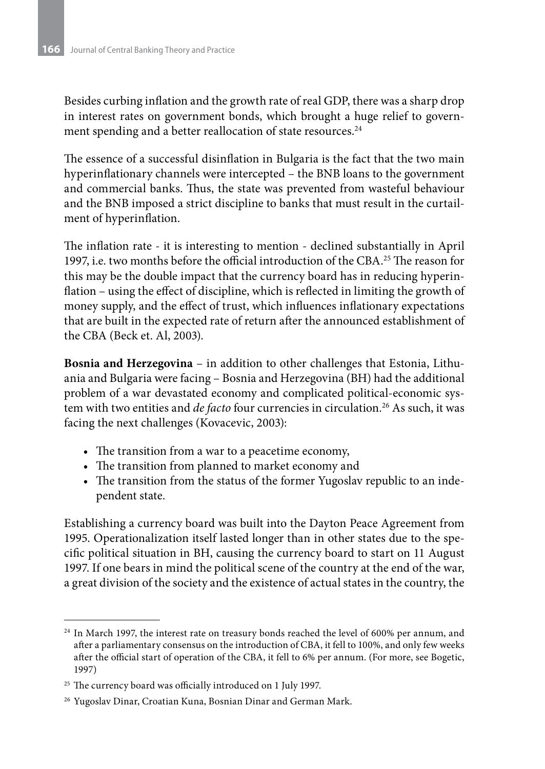Besides curbing inflation and the growth rate of real GDP, there was a sharp drop in interest rates on government bonds, which brought a huge relief to government spending and a better reallocation of state resources.[24]

The essence of a successful disinflation in Bulgaria is the fact that the two main hyperinflationary channels were intercepted – the BNB loans to the government and commercial banks. Thus, the state was prevented from wasteful behaviour and the BNB imposed a strict discipline to banks that must result in the curtailment of hyperinflation.

The inflation rate - it is interesting to mention - declined substantially in April 1997, i.e. two months before the official introduction of the CBA.[25] The reason for this may be the double impact that the currency board has in reducing hyperinflation – using the effect of discipline, which is reflected in limiting the growth of money supply, and the effect of trust, which influences inflationary expectations that are built in the expected rate of return after the announced establishment of the CBA (Beck et. Al, 2003).

**Bosnia and Herzegovina** – in addition to other challenges that Estonia, Lithuania and Bulgaria were facing – Bosnia and Herzegovina (BH) had the additional problem of a war devastated economy and complicated political-economic system with two entities and *de facto* four currencies in circulation.[26] As such, it was facing the next challenges (Kovacevic, 2003):

- The transition from a war to a peacetime economy,
- The transition from planned to market economy and
- The transition from the status of the former Yugoslav republic to an independent state.

Establishing a currency board was built into the Dayton Peace Agreement from 1995. Operationalization itself lasted longer than in other states due to the specific political situation in BH, causing the currency board to start on 11 August 1997. If one bears in mind the political scene of the country at the end of the war, a great division of the society and the existence of actual states in the country, the

---

[24] In March 1997, the interest rate on treasury bonds reached the level of 600% per annum, and after a parliamentary consensus on the introduction of CBA, it fell to 100%, and only few weeks after the official start of operation of the CBA, it fell to 6% per annum. (For more, see Bogetic, 1997)

[25] The currency board was officially introduced on 1 July 1997.

[26] Yugoslav Dinar, Croatian Kuna, Bosnian Dinar and German Mark.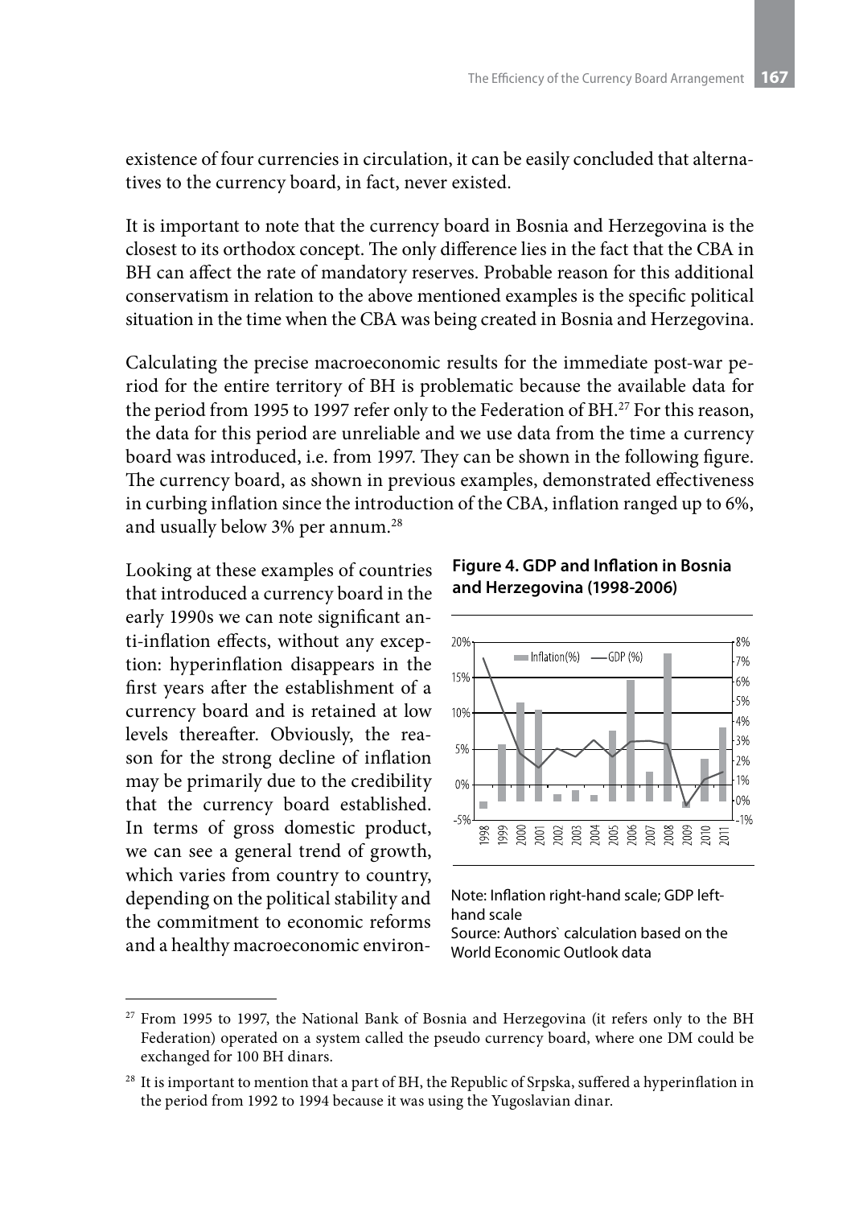existence of four currencies in circulation, it can be easily concluded that alternatives to the currency board, in fact, never existed.

It is important to note that the currency board in Bosnia and Herzegovina is the closest to its orthodox concept. The only difference lies in the fact that the CBA in BH can affect the rate of mandatory reserves. Probable reason for this additional conservatism in relation to the above mentioned examples is the specific political situation in the time when the CBA was being created in Bosnia and Herzegovina.

Calculating the precise macroeconomic results for the immediate post-war period for the entire territory of BH is problematic because the available data for the period from 1995 to 1997 refer only to the Federation of BH.[27] For this reason, the data for this period are unreliable and we use data from the time a currency board was introduced, i.e. from 1997. They can be shown in the following figure. The currency board, as shown in previous examples, demonstrated effectiveness in curbing inflation since the introduction of the CBA, inflation ranged up to 6%, and usually below 3% per annum.[28]

Looking at these examples of countries that introduced a currency board in the early 1990s we can note significant anti-inflation effects, without any exception: hyperinflation disappears in the first years after the establishment of a currency board and is retained at low levels thereafter. Obviously, the reason for the strong decline of inflation may be primarily due to the credibility that the currency board established. In terms of gross domestic product, we can see a general trend of growth, which varies from country to country, depending on the political stability and the commitment to economic reforms and a healthy macroeconomic environ-

**Figure 4. GDP and Inflation in Bosnia and Herzegovina (1998-2006)**

Note: Inflation right-hand scale; GDP left-hand scale
Source: Authors` calculation based on the World Economic Outlook data

[27] From 1995 to 1997, the National Bank of Bosnia and Herzegovina (it refers only to the BH Federation) operated on a system called the pseudo currency board, where one DM could be exchanged for 100 BH dinars.

[28] It is important to mention that a part of BH, the Republic of Srpska, suffered a hyperinflation in the period from 1992 to 1994 because it was using the Yugoslavian dinar.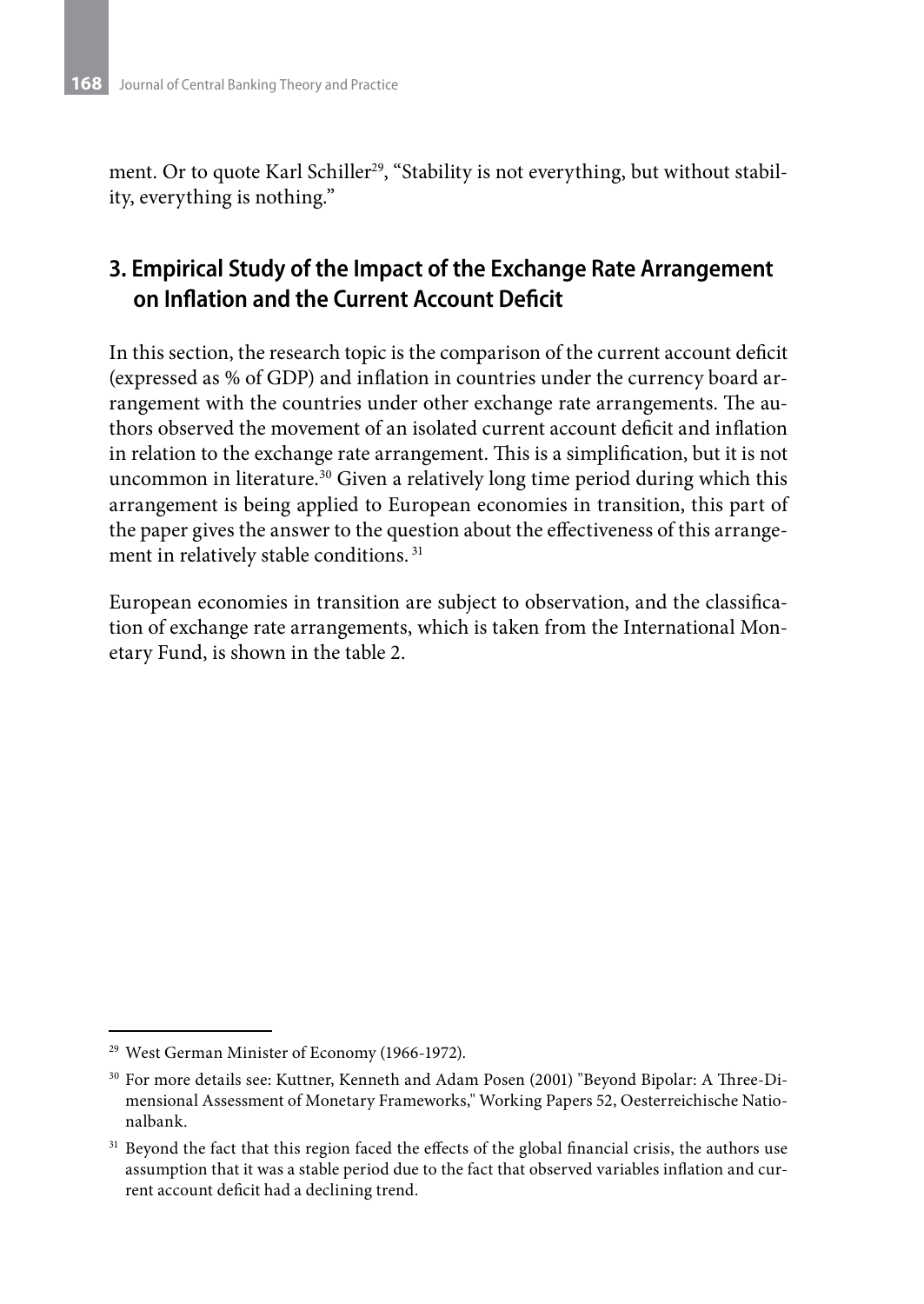ment. Or to quote Karl Schiller[29], "Stability is not everything, but without stability, everything is nothing."

## 3. Empirical Study of the Impact of the Exchange Rate Arrangement on Inflation and the Current Account Deficit

In this section, the research topic is the comparison of the current account deficit (expressed as % of GDP) and inflation in countries under the currency board arrangement with the countries under other exchange rate arrangements. The authors observed the movement of an isolated current account deficit and inflation in relation to the exchange rate arrangement. This is a simplification, but it is not uncommon in literature.[30] Given a relatively long time period during which this arrangement is being applied to European economies in transition, this part of the paper gives the answer to the question about the effectiveness of this arrangement in relatively stable conditions. [31]

European economies in transition are subject to observation, and the classification of exchange rate arrangements, which is taken from the International Monetary Fund, is shown in the table 2.

---

[29] West German Minister of Economy (1966-1972).

[30] For more details see: Kuttner, Kenneth and Adam Posen (2001) "Beyond Bipolar: A Three-Dimensional Assessment of Monetary Frameworks," Working Papers 52, Oesterreichische Nationalbank.

[31] Beyond the fact that this region faced the effects of the global financial crisis, the authors use assumption that it was a stable period due to the fact that observed variables inflation and current account deficit had a declining trend.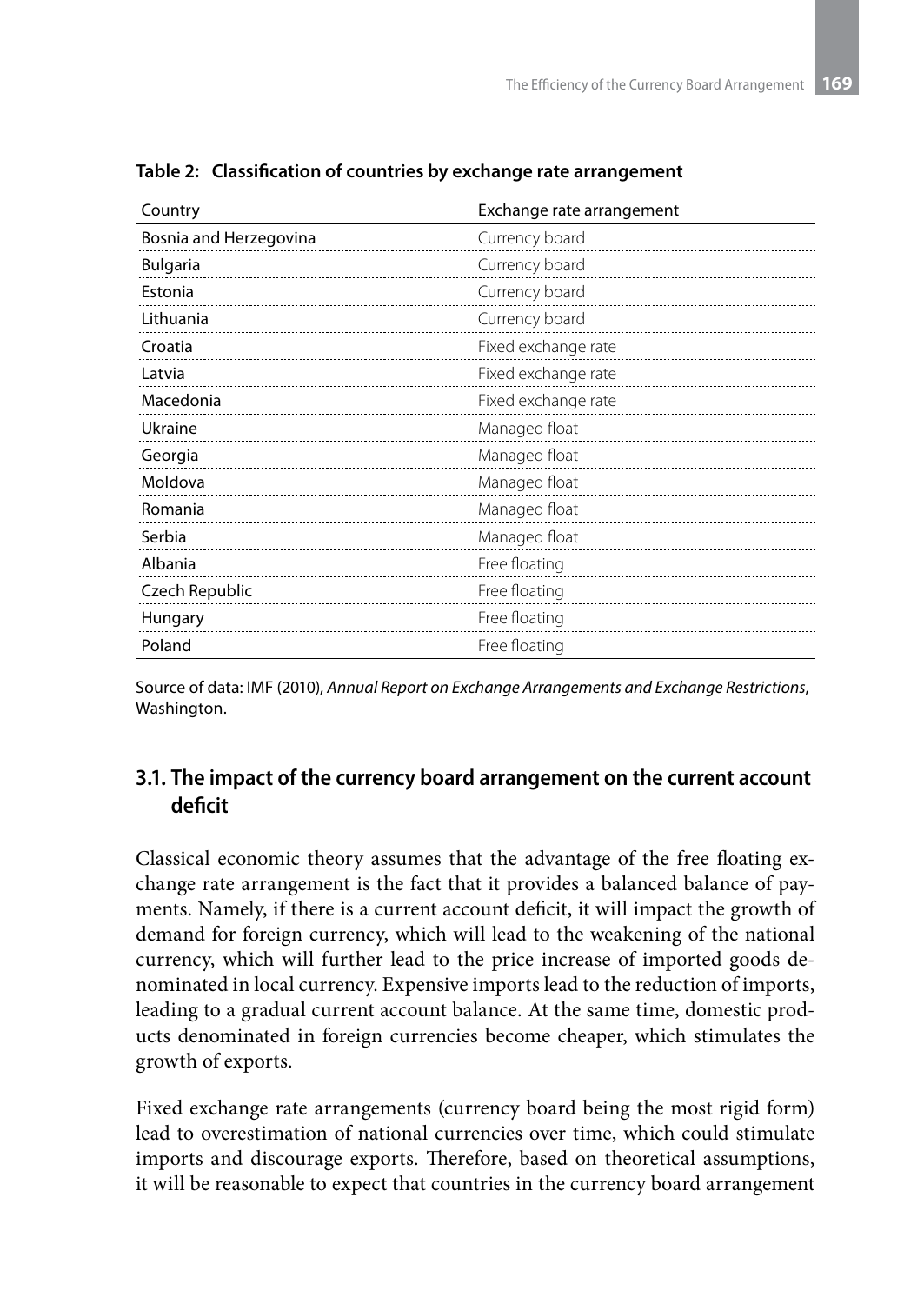**Table 2: Classification of countries by exchange rate arrangement**

| Country | Exchange rate arrangement |
|---|---|
| Bosnia and Herzegovina | Currency board |
| Bulgaria | Currency board |
| Estonia | Currency board |
| Lithuania | Currency board |
| Croatia | Fixed exchange rate |
| Latvia | Fixed exchange rate |
| Macedonia | Fixed exchange rate |
| Ukraine | Managed float |
| Georgia | Managed float |
| Moldova | Managed float |
| Romania | Managed float |
| Serbia | Managed float |
| Albania | Free floating |
| Czech Republic | Free floating |
| Hungary | Free floating |
| Poland | Free floating |

Source of data: IMF (2010), *Annual Report on Exchange Arrangements and Exchange Restrictions*, Washington.

### 3.1. The impact of the currency board arrangement on the current account deficit

Classical economic theory assumes that the advantage of the free floating exchange rate arrangement is the fact that it provides a balanced balance of payments. Namely, if there is a current account deficit, it will impact the growth of demand for foreign currency, which will lead to the weakening of the national currency, which will further lead to the price increase of imported goods denominated in local currency. Expensive imports lead to the reduction of imports, leading to a gradual current account balance. At the same time, domestic products denominated in foreign currencies become cheaper, which stimulates the growth of exports.

Fixed exchange rate arrangements (currency board being the most rigid form) lead to overestimation of national currencies over time, which could stimulate imports and discourage exports. Therefore, based on theoretical assumptions, it will be reasonable to expect that countries in the currency board arrangement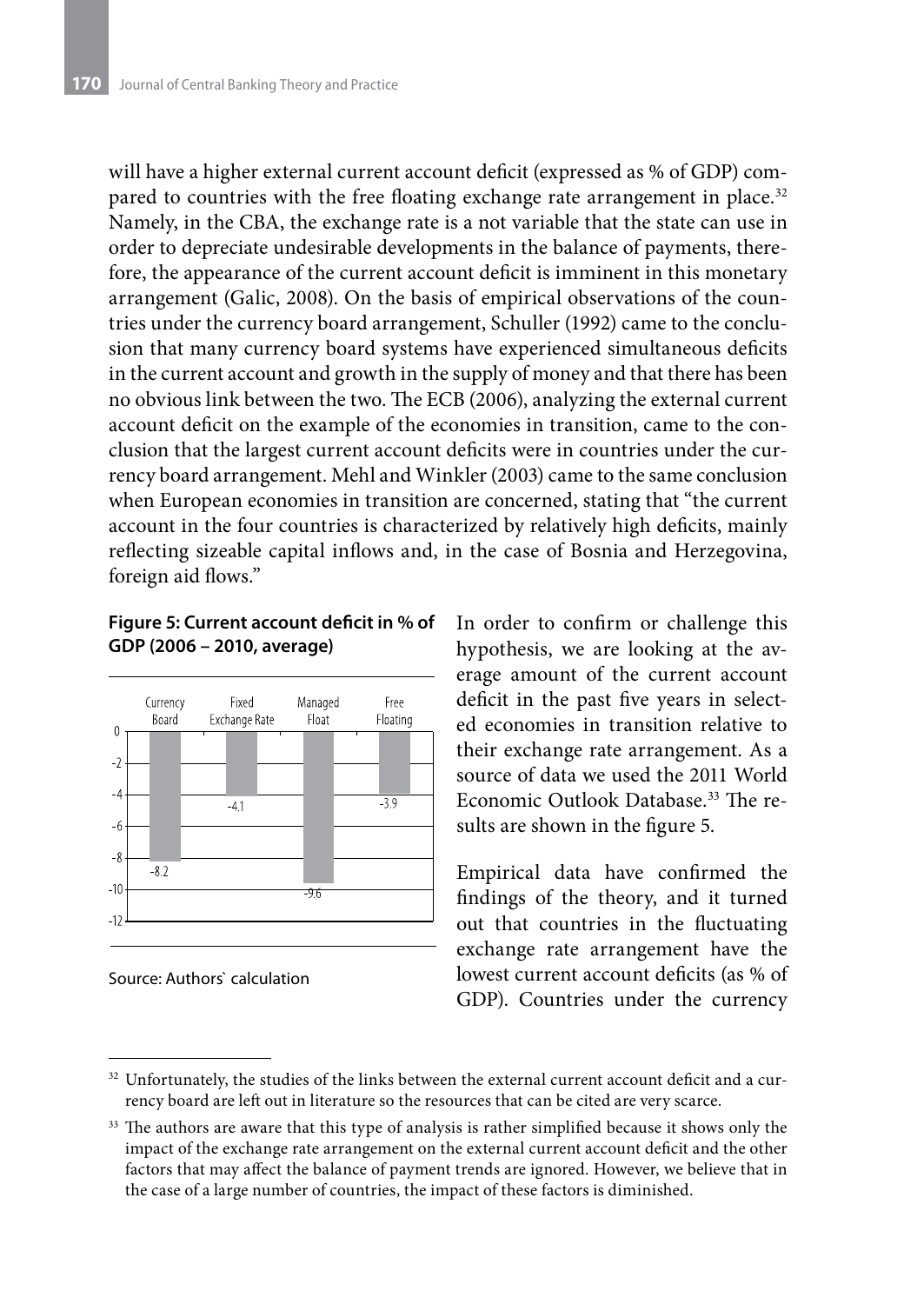will have a higher external current account deficit (expressed as % of GDP) compared to countries with the free floating exchange rate arrangement in place.[32] Namely, in the CBA, the exchange rate is a not variable that the state can use in order to depreciate undesirable developments in the balance of payments, therefore, the appearance of the current account deficit is imminent in this monetary arrangement (Galic, 2008). On the basis of empirical observations of the countries under the currency board arrangement, Schuller (1992) came to the conclusion that many currency board systems have experienced simultaneous deficits in the current account and growth in the supply of money and that there has been no obvious link between the two. The ECB (2006), analyzing the external current account deficit on the example of the economies in transition, came to the conclusion that the largest current account deficits were in countries under the currency board arrangement. Mehl and Winkler (2003) came to the same conclusion when European economies in transition are concerned, stating that "the current account in the four countries is characterized by relatively high deficits, mainly reflecting sizeable capital inflows and, in the case of Bosnia and Herzegovina, foreign aid flows."

**Figure 5: Current account deficit in % of GDP (2006 – 2010, average)**

| Currency Board | Fixed Exchange Rate | Managed Float | Free Floating |
|---|---|---|---|
| -8.2 | -4.1 | -9.6 | -3.9 |

Source: Authors` calculation

In order to confirm or challenge this hypothesis, we are looking at the average amount of the current account deficit in the past five years in selected economies in transition relative to their exchange rate arrangement. As a source of data we used the 2011 World Economic Outlook Database.[33] The results are shown in the figure 5.

Empirical data have confirmed the findings of the theory, and it turned out that countries in the fluctuating exchange rate arrangement have the lowest current account deficits (as % of GDP). Countries under the currency

[32] Unfortunately, the studies of the links between the external current account deficit and a currency board are left out in literature so the resources that can be cited are very scarce.

[33] The authors are aware that this type of analysis is rather simplified because it shows only the impact of the exchange rate arrangement on the external current account deficit and the other factors that may affect the balance of payment trends are ignored. However, we believe that in the case of a large number of countries, the impact of these factors is diminished.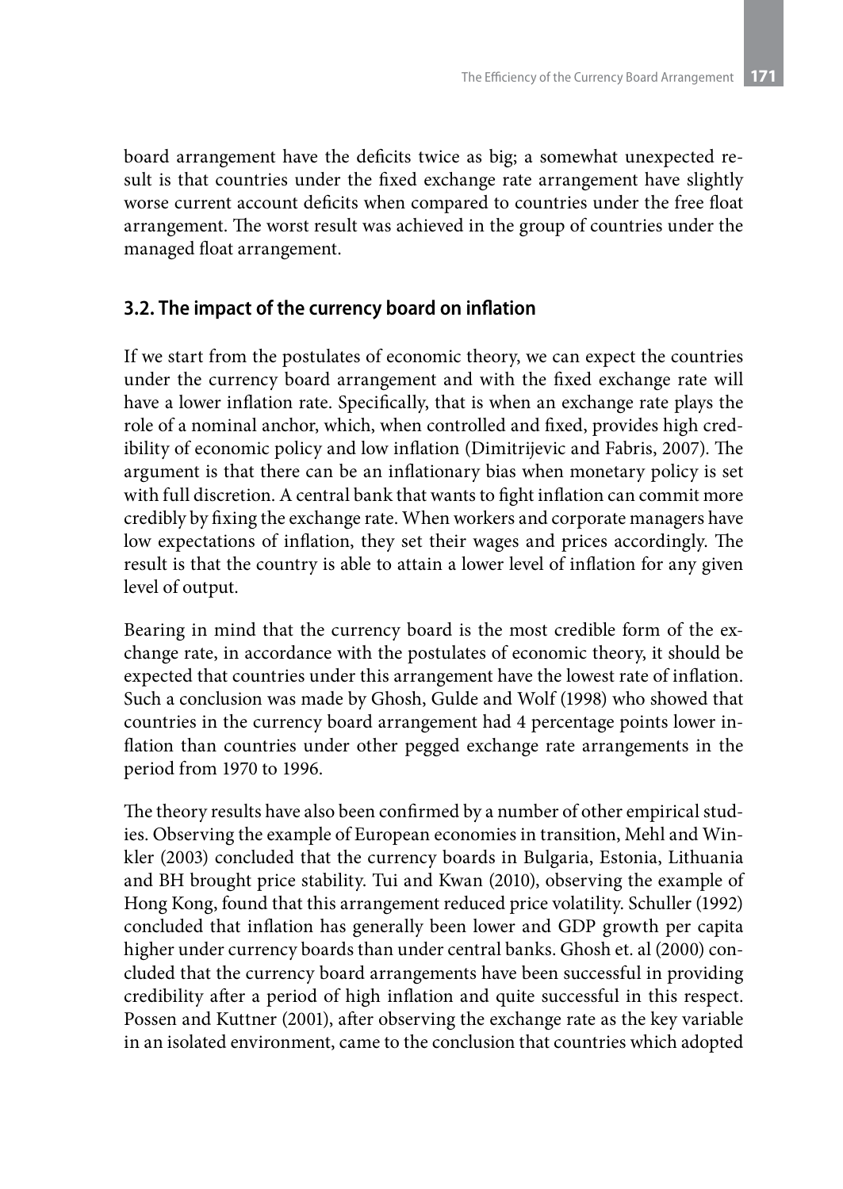board arrangement have the deficits twice as big; a somewhat unexpected result is that countries under the fixed exchange rate arrangement have slightly worse current account deficits when compared to countries under the free float arrangement. The worst result was achieved in the group of countries under the managed float arrangement.

### 3.2. The impact of the currency board on inflation

If we start from the postulates of economic theory, we can expect the countries under the currency board arrangement and with the fixed exchange rate will have a lower inflation rate. Specifically, that is when an exchange rate plays the role of a nominal anchor, which, when controlled and fixed, provides high credibility of economic policy and low inflation (Dimitrijevic and Fabris, 2007). The argument is that there can be an inflationary bias when monetary policy is set with full discretion. A central bank that wants to fight inflation can commit more credibly by fixing the exchange rate. When workers and corporate managers have low expectations of inflation, they set their wages and prices accordingly. The result is that the country is able to attain a lower level of inflation for any given level of output.

Bearing in mind that the currency board is the most credible form of the exchange rate, in accordance with the postulates of economic theory, it should be expected that countries under this arrangement have the lowest rate of inflation. Such a conclusion was made by Ghosh, Gulde and Wolf (1998) who showed that countries in the currency board arrangement had 4 percentage points lower inflation than countries under other pegged exchange rate arrangements in the period from 1970 to 1996.

The theory results have also been confirmed by a number of other empirical studies. Observing the example of European economies in transition, Mehl and Winkler (2003) concluded that the currency boards in Bulgaria, Estonia, Lithuania and BH brought price stability. Tui and Kwan (2010), observing the example of Hong Kong, found that this arrangement reduced price volatility. Schuller (1992) concluded that inflation has generally been lower and GDP growth per capita higher under currency boards than under central banks. Ghosh et. al (2000) concluded that the currency board arrangements have been successful in providing credibility after a period of high inflation and quite successful in this respect. Possen and Kuttner (2001), after observing the exchange rate as the key variable in an isolated environment, came to the conclusion that countries which adopted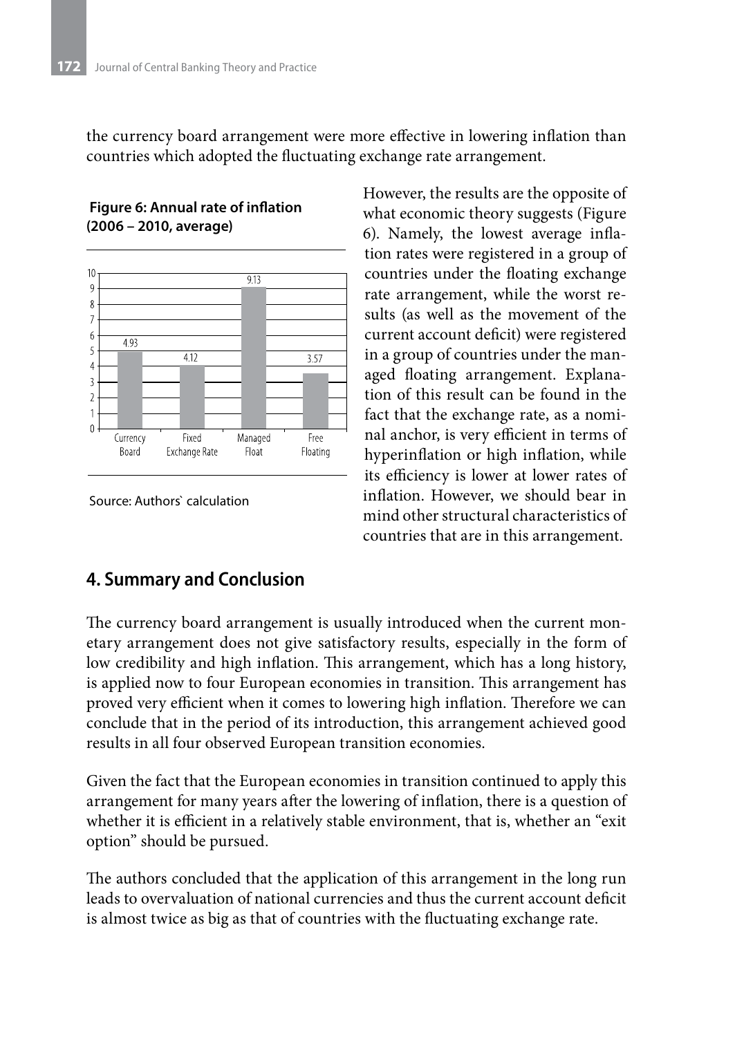the currency board arrangement were more effective in lowering inflation than countries which adopted the fluctuating exchange rate arrangement.

**Figure 6: Annual rate of inflation (2006 – 2010, average)**

| Currency Board | Fixed Exchange Rate | Managed Float | Free Floating |
|---|---|---|---|
| 4.93 | 4.12 | 9.13 | 3.57 |

Source: Authors` calculation

However, the results are the opposite of what economic theory suggests (Figure 6). Namely, the lowest average inflation rates were registered in a group of countries under the floating exchange rate arrangement, while the worst results (as well as the movement of the current account deficit) were registered in a group of countries under the managed floating arrangement. Explanation of this result can be found in the fact that the exchange rate, as a nominal anchor, is very efficient in terms of hyperinflation or high inflation, while its efficiency is lower at lower rates of inflation. However, we should bear in mind other structural characteristics of countries that are in this arrangement.

## 4. Summary and Conclusion

The currency board arrangement is usually introduced when the current monetary arrangement does not give satisfactory results, especially in the form of low credibility and high inflation. This arrangement, which has a long history, is applied now to four European economies in transition. This arrangement has proved very efficient when it comes to lowering high inflation. Therefore we can conclude that in the period of its introduction, this arrangement achieved good results in all four observed European transition economies.

Given the fact that the European economies in transition continued to apply this arrangement for many years after the lowering of inflation, there is a question of whether it is efficient in a relatively stable environment, that is, whether an "exit option" should be pursued.

The authors concluded that the application of this arrangement in the long run leads to overvaluation of national currencies and thus the current account deficit is almost twice as big as that of countries with the fluctuating exchange rate.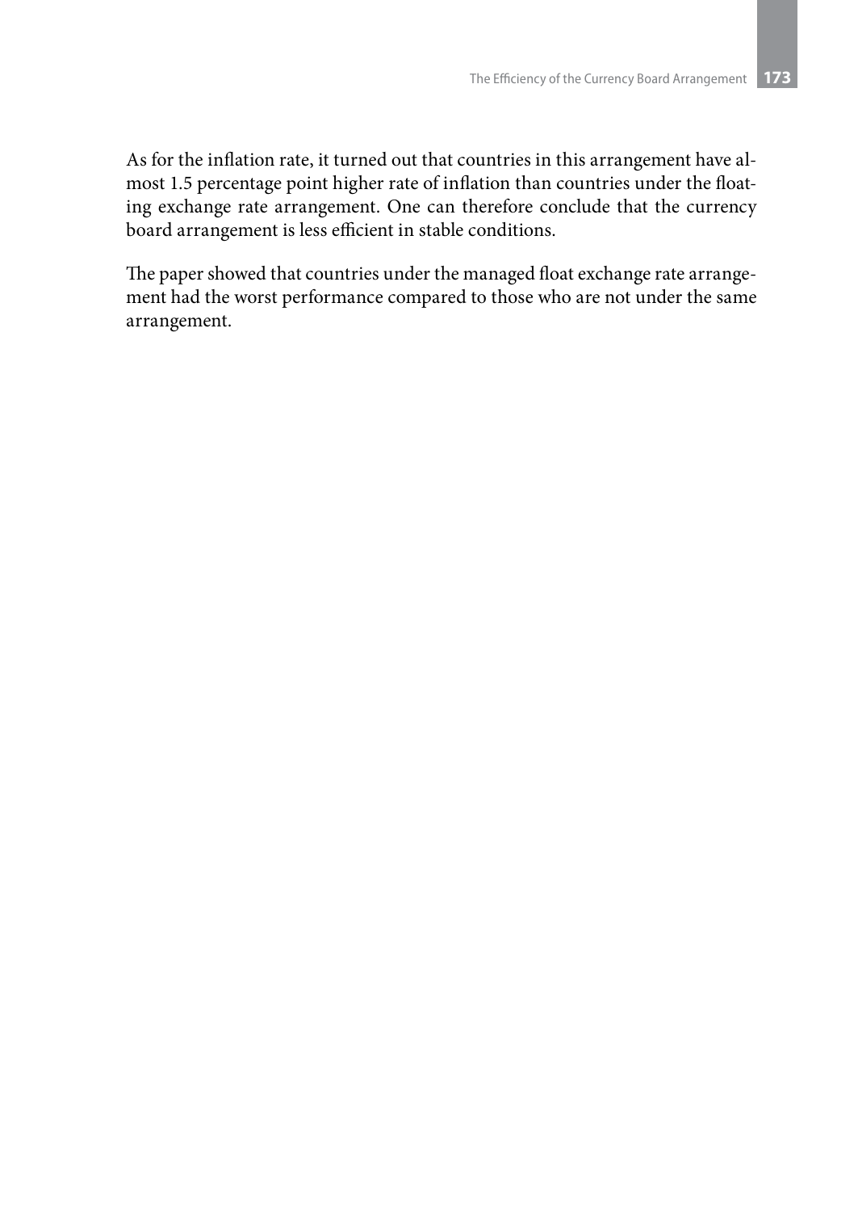As for the inflation rate, it turned out that countries in this arrangement have almost 1.5 percentage point higher rate of inflation than countries under the floating exchange rate arrangement. One can therefore conclude that the currency board arrangement is less efficient in stable conditions.

The paper showed that countries under the managed float exchange rate arrangement had the worst performance compared to those who are not under the same arrangement.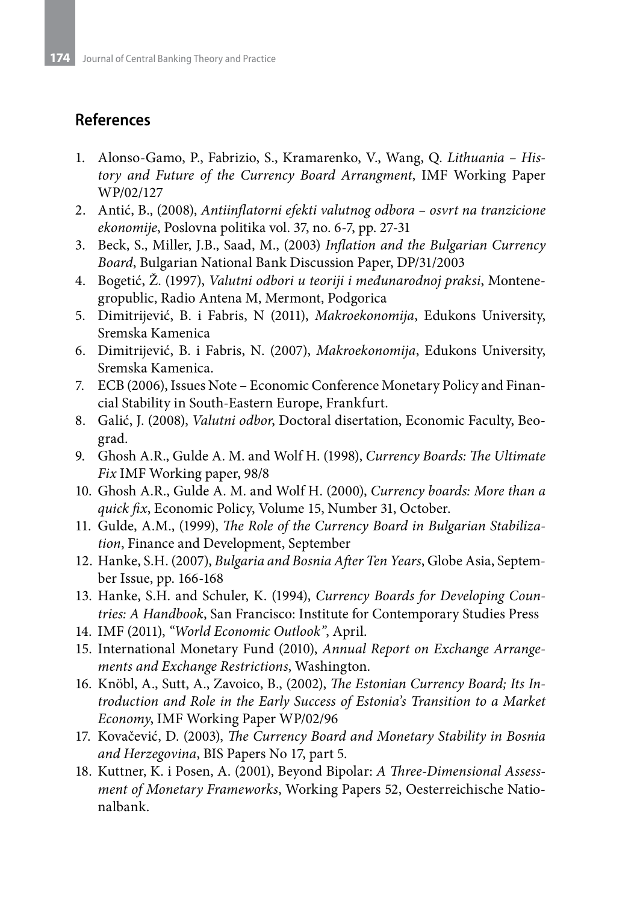## References

1. Alonso-Gamo, P., Fabrizio, S., Kramarenko, V., Wang, Q. *Lithuania – History and Future of the Currency Board Arrangment*, IMF Working Paper WP/02/127
2. Antić, B., (2008), *Antiinflatorni efekti valutnog odbora – osvrt na tranzicione ekonomije*, Poslovna politika vol. 37, no. 6-7, pp. 27-31
3. Beck, S., Miller, J.B., Saad, M., (2003) *Inflation and the Bulgarian Currency Board*, Bulgarian National Bank Discussion Paper, DP/31/2003
4. Bogetić, Ž. (1997), *Valutni odbori u teoriji i međunarodnoj praksi*, Montenegropublic, Radio Antena M, Mermont, Podgorica
5. Dimitrijević, B. i Fabris, N (2011), *Makroekonomija*, Edukons University, Sremska Kamenica
6. Dimitrijević, B. i Fabris, N. (2007), *Makroekonomija*, Edukons University, Sremska Kamenica.
7. ECB (2006), Issues Note – Economic Conference Monetary Policy and Financial Stability in South-Eastern Europe, Frankfurt.
8. Galić, J. (2008), *Valutni odbor*, Doctoral disertation, Economic Faculty, Beograd.
9. Ghosh A.R., Gulde A. M. and Wolf H. (1998), *Currency Boards: The Ultimate Fix* IMF Working paper, 98/8
10. Ghosh A.R., Gulde A. M. and Wolf H. (2000), *Currency boards: More than a quick fix*, Economic Policy, Volume 15, Number 31, October.
11. Gulde, A.M., (1999), *The Role of the Currency Board in Bulgarian Stabilization*, Finance and Development, September
12. Hanke, S.H. (2007), *Bulgaria and Bosnia After Ten Years*, Globe Asia, September Issue, pp. 166-168
13. Hanke, S.H. and Schuler, K. (1994), *Currency Boards for Developing Countries: A Handbook*, San Francisco: Institute for Contemporary Studies Press
14. IMF (2011), *"World Economic Outlook"*, April.
15. International Monetary Fund (2010), *Annual Report on Exchange Arrangements and Exchange Restrictions*, Washington.
16. Knöbl, A., Sutt, A., Zavoico, B., (2002), *The Estonian Currency Board; Its Introduction and Role in the Early Success of Estonia's Transition to a Market Economy*, IMF Working Paper WP/02/96
17. Kovačević, D. (2003), *The Currency Board and Monetary Stability in Bosnia and Herzegovina*, BIS Papers No 17, part 5.
18. Kuttner, K. i Posen, A. (2001), Beyond Bipolar: *A Three-Dimensional Assessment of Monetary Frameworks*, Working Papers 52, Oesterreichische Nationalbank.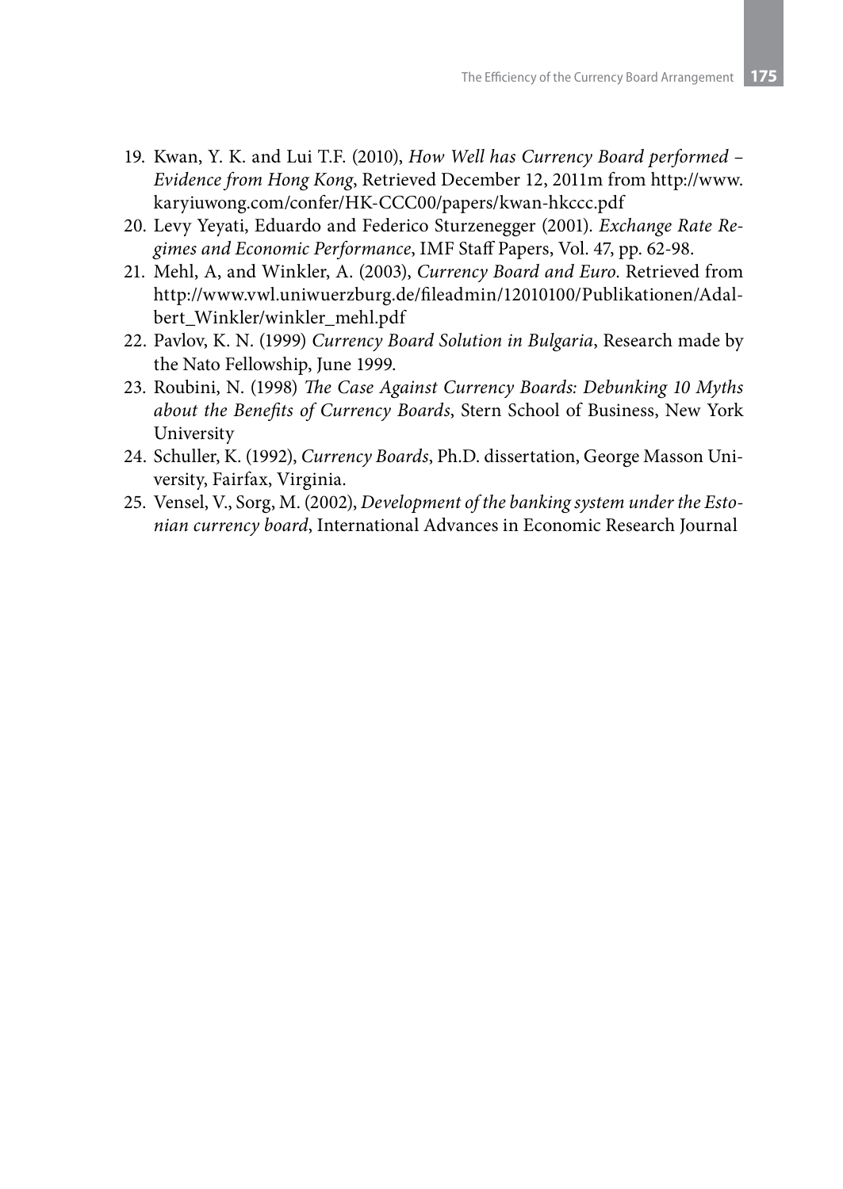19. Kwan, Y. K. and Lui T.F. (2010), *How Well has Currency Board performed – Evidence from Hong Kong*, Retrieved December 12, 2011m from http://www.karyiuwong.com/confer/HK-CCC00/papers/kwan-hkccc.pdf
20. Levy Yeyati, Eduardo and Federico Sturzenegger (2001). *Exchange Rate Regimes and Economic Performance*, IMF Staff Papers, Vol. 47, pp. 62-98.
21. Mehl, A, and Winkler, A. (2003), *Currency Board and Euro*. Retrieved from http://www.vwl.uniwuerzburg.de/fileadmin/12010100/Publikationen/Adalbert_Winkler/winkler_mehl.pdf
22. Pavlov, K. N. (1999) *Currency Board Solution in Bulgaria*, Research made by the Nato Fellowship, June 1999.
23. Roubini, N. (1998) *The Case Against Currency Boards: Debunking 10 Myths about the Benefits of Currency Boards*, Stern School of Business, New York University
24. Schuller, K. (1992), *Currency Boards*, Ph.D. dissertation, George Masson University, Fairfax, Virginia.
25. Vensel, V., Sorg, M. (2002), *Development of the banking system under the Estonian currency board*, International Advances in Economic Research Journal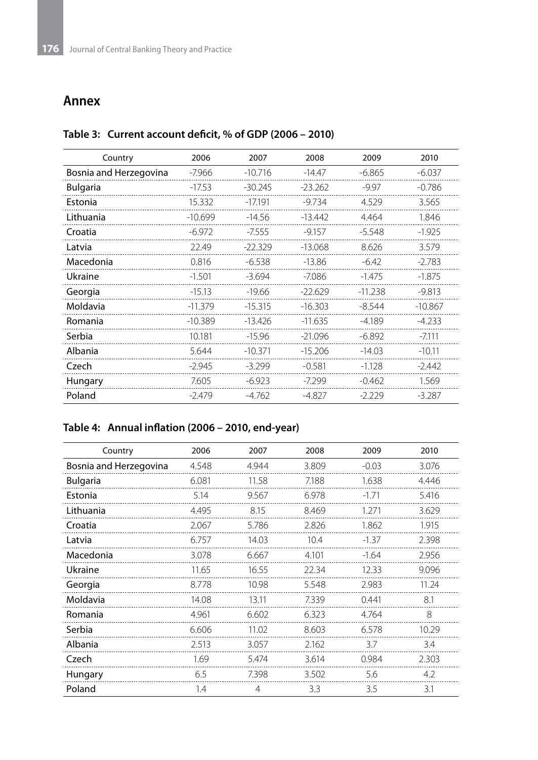## Annex

### Table 3: Current account deficit, % of GDP (2006 – 2010)

| Country | 2006 | 2007 | 2008 | 2009 | 2010 |
|---|---|---|---|---|---|
| Bosnia and Herzegovina | -7.966 | -10.716 | -14.47 | -6.865 | -6.037 |
| Bulgaria | -17.53 | -30.245 | -23.262 | -9.97 | -0.786 |
| Estonia | 15.332 | -17.191 | -9.734 | 4.529 | 3.565 |
| Lithuania | -10.699 | -14.56 | -13.442 | 4.464 | 1.846 |
| Croatia | -6.972 | -7.555 | -9.157 | -5.548 | -1.925 |
| Latvia | 22.49 | -22.329 | -13.068 | 8.626 | 3.579 |
| Macedonia | 0.816 | -6.538 | -13.86 | -6.42 | -2.783 |
| Ukraine | -1.501 | -3.694 | -7.086 | -1.475 | -1.875 |
| Georgia | -15.13 | -19.66 | -22.629 | -11.238 | -9.813 |
| Moldavia | -11.379 | -15.315 | -16.303 | -8.544 | -10.867 |
| Romania | -10.389 | -13.426 | -11.635 | -4.189 | -4.233 |
| Serbia | 10.181 | -15.96 | -21.096 | -6.892 | -7.111 |
| Albania | 5.644 | -10.371 | -15.206 | -14.03 | -10.11 |
| Czech | -2.945 | -3.299 | -0.581 | -1.128 | -2.442 |
| Hungary | 7.605 | -6.923 | -7.299 | -0.462 | 1.569 |
| Poland | -2.479 | -4.762 | -4.827 | -2.229 | -3.287 |

### Table 4: Annual inflation (2006 – 2010, end-year)

| Country | 2006 | 2007 | 2008 | 2009 | 2010 |
|---|---|---|---|---|---|
| Bosnia and Herzegovina | 4.548 | 4.944 | 3.809 | -0.03 | 3.076 |
| Bulgaria | 6.081 | 11.58 | 7.188 | 1.638 | 4.446 |
| Estonia | 5.14 | 9.567 | 6.978 | -1.71 | 5.416 |
| Lithuania | 4.495 | 8.15 | 8.469 | 1.271 | 3.629 |
| Croatia | 2.067 | 5.786 | 2.826 | 1.862 | 1.915 |
| Latvia | 6.757 | 14.03 | 10.4 | -1.37 | 2.398 |
| Macedonia | 3.078 | 6.667 | 4.101 | -1.64 | 2.956 |
| Ukraine | 11.65 | 16.55 | 22.34 | 12.33 | 9.096 |
| Georgia | 8.778 | 10.98 | 5.548 | 2.983 | 11.24 |
| Moldavia | 14.08 | 13.11 | 7.339 | 0.441 | 8.1 |
| Romania | 4.961 | 6.602 | 6.323 | 4.764 | 8 |
| Serbia | 6.606 | 11.02 | 8.603 | 6.578 | 10.29 |
| Albania | 2.513 | 3.057 | 2.162 | 3.7 | 3.4 |
| Czech | 1.69 | 5.474 | 3.614 | 0.984 | 2.303 |
| Hungary | 6.5 | 7.398 | 3.502 | 5.6 | 4.2 |
| Poland | 1.4 | 4 | 3.3 | 3.5 | 3.1 |